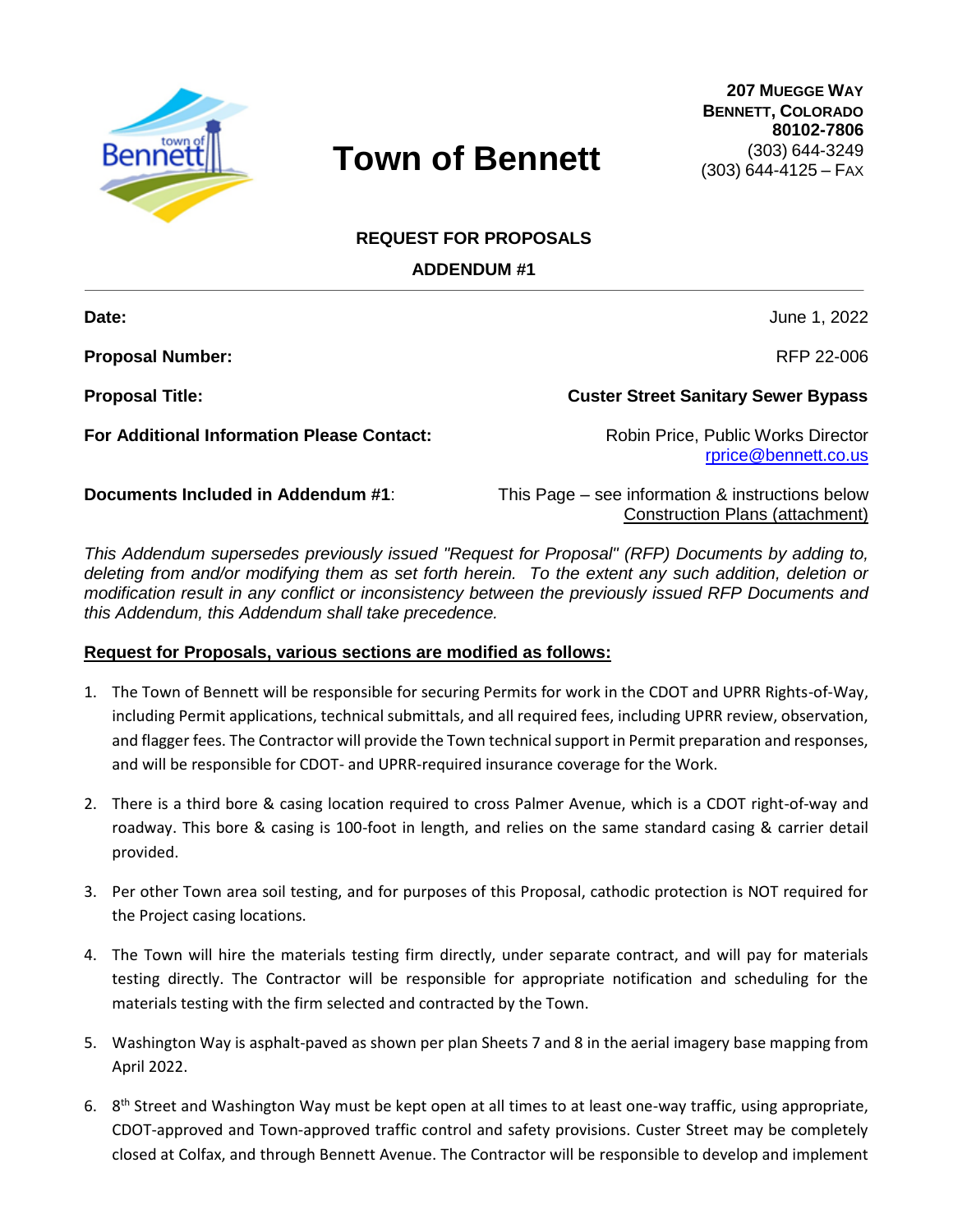# Town of Bennett

**207 MUEGGE WAY**
**BENNETT, COLORADO**
**80102-7806**
(303) 644-3249
(303) 644-4125 – FAX

## REQUEST FOR PROPOSALS

## ADDENDUM #1

---

**Date:** June 1, 2022

**Proposal Number:** RFP 22-006

**Proposal Title:** **Custer Street Sanitary Sewer Bypass**

**For Additional Information Please Contact:** Robin Price, Public Works Director
rprice@bennett.co.us

**Documents Included in Addendum #1**: This Page – see information & instructions below
Construction Plans (attachment)

*This Addendum supersedes previously issued "Request for Proposal" (RFP) Documents by adding to, deleting from and/or modifying them as set forth herein. To the extent any such addition, deletion or modification result in any conflict or inconsistency between the previously issued RFP Documents and this Addendum, this Addendum shall take precedence.*

**Request for Proposals, various sections are modified as follows:**

1. The Town of Bennett will be responsible for securing Permits for work in the CDOT and UPRR Rights-of-Way, including Permit applications, technical submittals, and all required fees, including UPRR review, observation, and flagger fees. The Contractor will provide the Town technical support in Permit preparation and responses, and will be responsible for CDOT- and UPRR-required insurance coverage for the Work.

2. There is a third bore & casing location required to cross Palmer Avenue, which is a CDOT right-of-way and roadway. This bore & casing is 100-foot in length, and relies on the same standard casing & carrier detail provided.

3. Per other Town area soil testing, and for purposes of this Proposal, cathodic protection is NOT required for the Project casing locations.

4. The Town will hire the materials testing firm directly, under separate contract, and will pay for materials testing directly. The Contractor will be responsible for appropriate notification and scheduling for the materials testing with the firm selected and contracted by the Town.

5. Washington Way is asphalt-paved as shown per plan Sheets 7 and 8 in the aerial imagery base mapping from April 2022.

6. 8th Street and Washington Way must be kept open at all times to at least one-way traffic, using appropriate, CDOT-approved and Town-approved traffic control and safety provisions. Custer Street may be completely closed at Colfax, and through Bennett Avenue. The Contractor will be responsible to develop and implement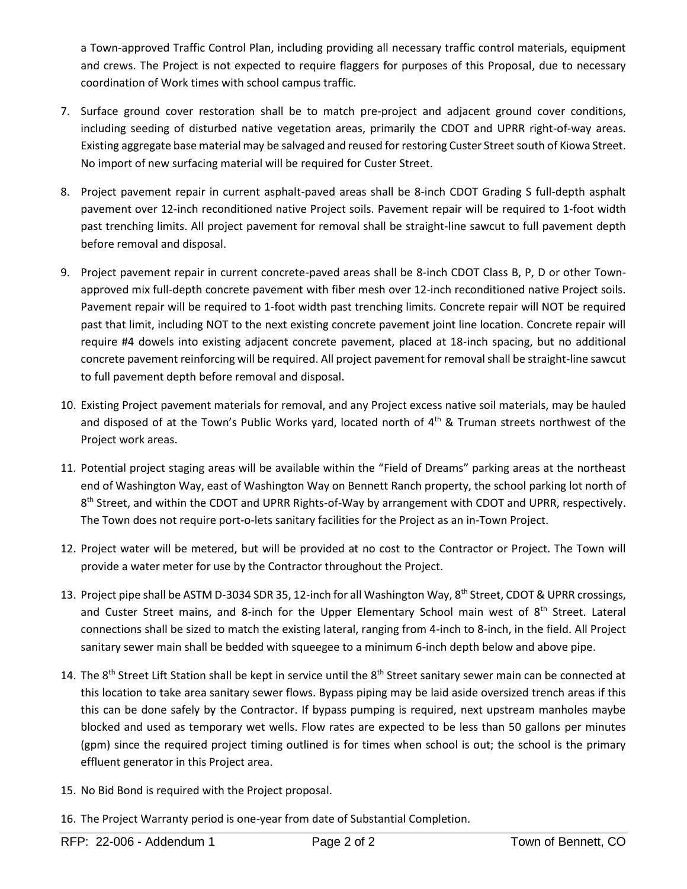a Town-approved Traffic Control Plan, including providing all necessary traffic control materials, equipment and crews. The Project is not expected to require flaggers for purposes of this Proposal, due to necessary coordination of Work times with school campus traffic.

7. Surface ground cover restoration shall be to match pre-project and adjacent ground cover conditions, including seeding of disturbed native vegetation areas, primarily the CDOT and UPRR right-of-way areas. Existing aggregate base material may be salvaged and reused for restoring Custer Street south of Kiowa Street. No import of new surfacing material will be required for Custer Street.

8. Project pavement repair in current asphalt-paved areas shall be 8-inch CDOT Grading S full-depth asphalt pavement over 12-inch reconditioned native Project soils. Pavement repair will be required to 1-foot width past trenching limits. All project pavement for removal shall be straight-line sawcut to full pavement depth before removal and disposal.

9. Project pavement repair in current concrete-paved areas shall be 8-inch CDOT Class B, P, D or other Town-approved mix full-depth concrete pavement with fiber mesh over 12-inch reconditioned native Project soils. Pavement repair will be required to 1-foot width past trenching limits. Concrete repair will NOT be required past that limit, including NOT to the next existing concrete pavement joint line location. Concrete repair will require #4 dowels into existing adjacent concrete pavement, placed at 18-inch spacing, but no additional concrete pavement reinforcing will be required. All project pavement for removal shall be straight-line sawcut to full pavement depth before removal and disposal.

10. Existing Project pavement materials for removal, and any Project excess native soil materials, may be hauled and disposed of at the Town's Public Works yard, located north of 4th & Truman streets northwest of the Project work areas.

11. Potential project staging areas will be available within the "Field of Dreams" parking areas at the northeast end of Washington Way, east of Washington Way on Bennett Ranch property, the school parking lot north of 8th Street, and within the CDOT and UPRR Rights-of-Way by arrangement with CDOT and UPRR, respectively. The Town does not require port-o-lets sanitary facilities for the Project as an in-Town Project.

12. Project water will be metered, but will be provided at no cost to the Contractor or Project. The Town will provide a water meter for use by the Contractor throughout the Project.

13. Project pipe shall be ASTM D-3034 SDR 35, 12-inch for all Washington Way, 8th Street, CDOT & UPRR crossings, and Custer Street mains, and 8-inch for the Upper Elementary School main west of 8th Street. Lateral connections shall be sized to match the existing lateral, ranging from 4-inch to 8-inch, in the field. All Project sanitary sewer main shall be bedded with squeegee to a minimum 6-inch depth below and above pipe.

14. The 8th Street Lift Station shall be kept in service until the 8th Street sanitary sewer main can be connected at this location to take area sanitary sewer flows. Bypass piping may be laid aside oversized trench areas if this this can be done safely by the Contractor. If bypass pumping is required, next upstream manholes maybe blocked and used as temporary wet wells. Flow rates are expected to be less than 50 gallons per minutes (gpm) since the required project timing outlined is for times when school is out; the school is the primary effluent generator in this Project area.

15. No Bid Bond is required with the Project proposal.

16. The Project Warranty period is one-year from date of Substantial Completion.